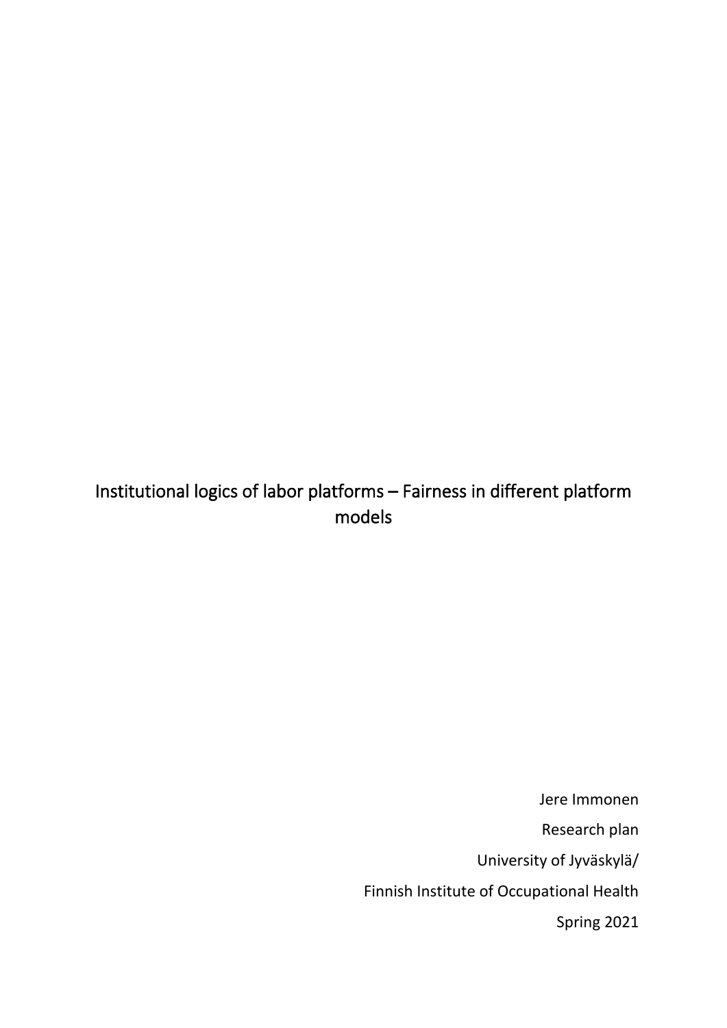# Institutional logics of labor platforms – Fairness in different platform models

Jere Immonen

Research plan

University of Jyväskylä/

Finnish Institute of Occupational Health

Spring 2021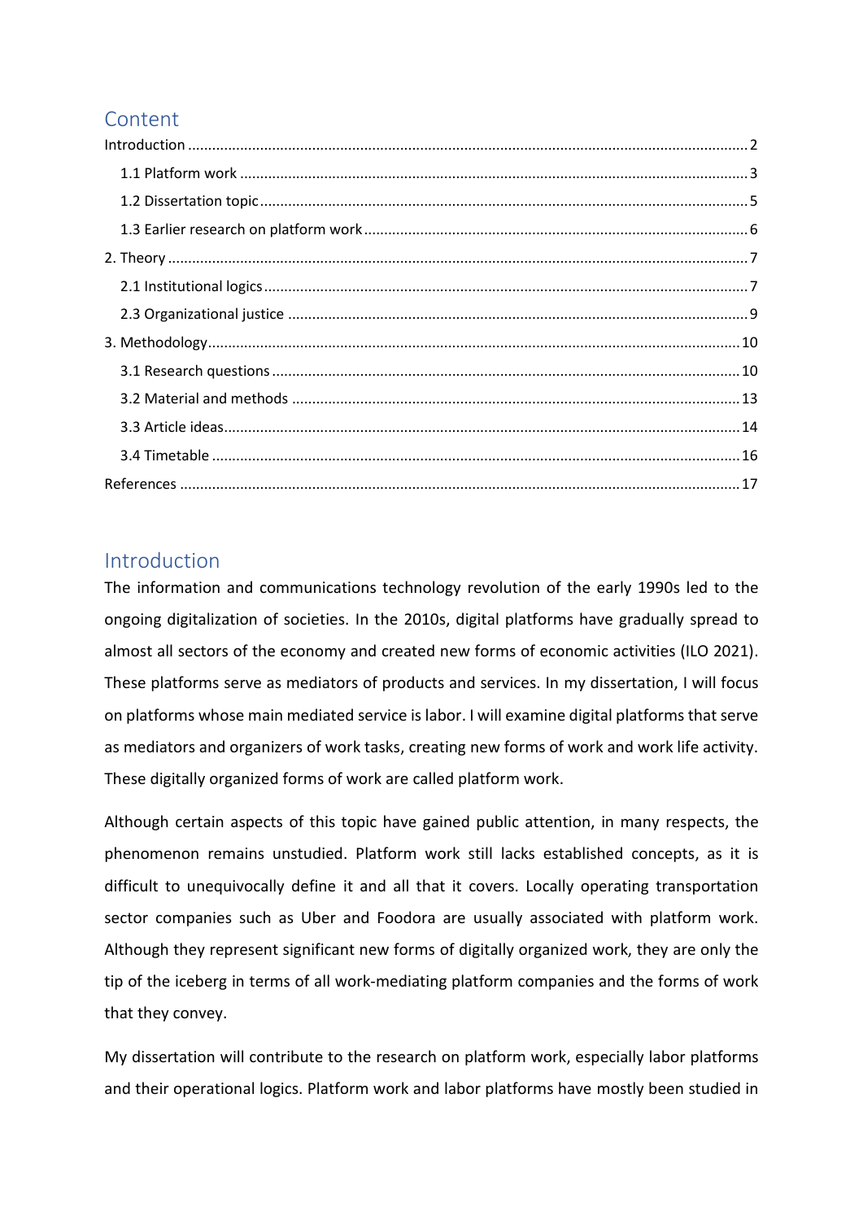## Content

Introduction ........................................................................................................................................2

1.1 Platform work ...........................................................................................................................3

1.2 Dissertation topic......................................................................................................................5

1.3 Earlier research on platform work.............................................................................................6

2. Theory ...............................................................................................................................................7

2.1 Institutional logics......................................................................................................................7

2.3 Organizational justice ................................................................................................................9

3. Methodology...................................................................................................................................10

3.1 Research questions ..................................................................................................................10

3.2 Material and methods .............................................................................................................13

3.3 Article ideas..............................................................................................................................14

3.4 Timetable .................................................................................................................................16

References .........................................................................................................................................17

## Introduction

The information and communications technology revolution of the early 1990s led to the ongoing digitalization of societies. In the 2010s, digital platforms have gradually spread to almost all sectors of the economy and created new forms of economic activities (ILO 2021). These platforms serve as mediators of products and services. In my dissertation, I will focus on platforms whose main mediated service is labor. I will examine digital platforms that serve as mediators and organizers of work tasks, creating new forms of work and work life activity. These digitally organized forms of work are called platform work.

Although certain aspects of this topic have gained public attention, in many respects, the phenomenon remains unstudied. Platform work still lacks established concepts, as it is difficult to unequivocally define it and all that it covers. Locally operating transportation sector companies such as Uber and Foodora are usually associated with platform work. Although they represent significant new forms of digitally organized work, they are only the tip of the iceberg in terms of all work-mediating platform companies and the forms of work that they convey.

My dissertation will contribute to the research on platform work, especially labor platforms and their operational logics. Platform work and labor platforms have mostly been studied in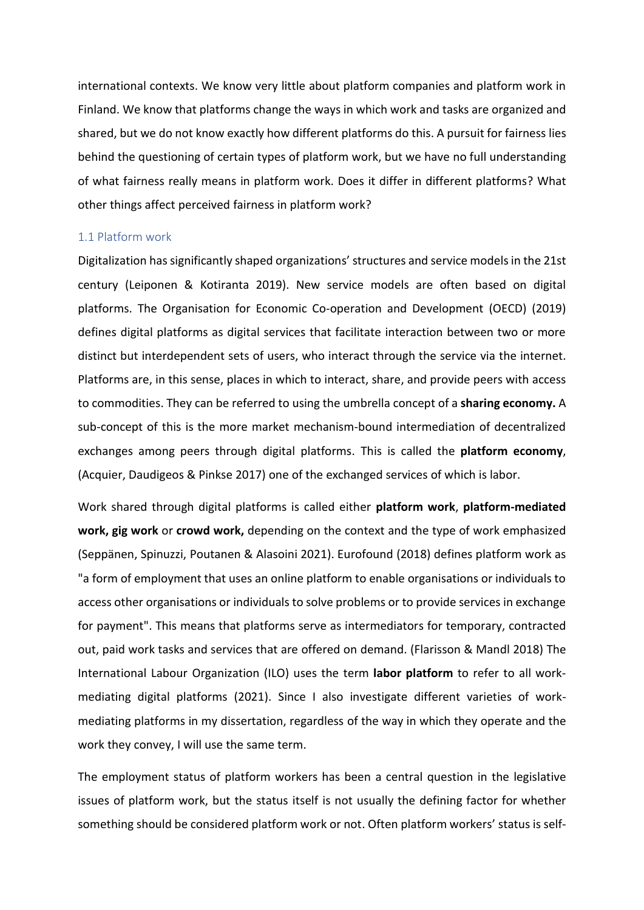international contexts. We know very little about platform companies and platform work in Finland. We know that platforms change the ways in which work and tasks are organized and shared, but we do not know exactly how different platforms do this. A pursuit for fairness lies behind the questioning of certain types of platform work, but we have no full understanding of what fairness really means in platform work. Does it differ in different platforms? What other things affect perceived fairness in platform work?

## 1.1 Platform work

Digitalization has significantly shaped organizations' structures and service models in the 21st century (Leiponen & Kotiranta 2019). New service models are often based on digital platforms. The Organisation for Economic Co-operation and Development (OECD) (2019) defines digital platforms as digital services that facilitate interaction between two or more distinct but interdependent sets of users, who interact through the service via the internet. Platforms are, in this sense, places in which to interact, share, and provide peers with access to commodities. They can be referred to using the umbrella concept of a **sharing economy.** A sub-concept of this is the more market mechanism-bound intermediation of decentralized exchanges among peers through digital platforms. This is called the **platform economy**, (Acquier, Daudigeos & Pinkse 2017) one of the exchanged services of which is labor.

Work shared through digital platforms is called either **platform work**, **platform-mediated work, gig work** or **crowd work,** depending on the context and the type of work emphasized (Seppänen, Spinuzzi, Poutanen & Alasoini 2021). Eurofound (2018) defines platform work as "a form of employment that uses an online platform to enable organisations or individuals to access other organisations or individuals to solve problems or to provide services in exchange for payment". This means that platforms serve as intermediators for temporary, contracted out, paid work tasks and services that are offered on demand. (Flarisson & Mandl 2018) The International Labour Organization (ILO) uses the term **labor platform** to refer to all work-mediating digital platforms (2021). Since I also investigate different varieties of work-mediating platforms in my dissertation, regardless of the way in which they operate and the work they convey, I will use the same term.

The employment status of platform workers has been a central question in the legislative issues of platform work, but the status itself is not usually the defining factor for whether something should be considered platform work or not. Often platform workers' status is self-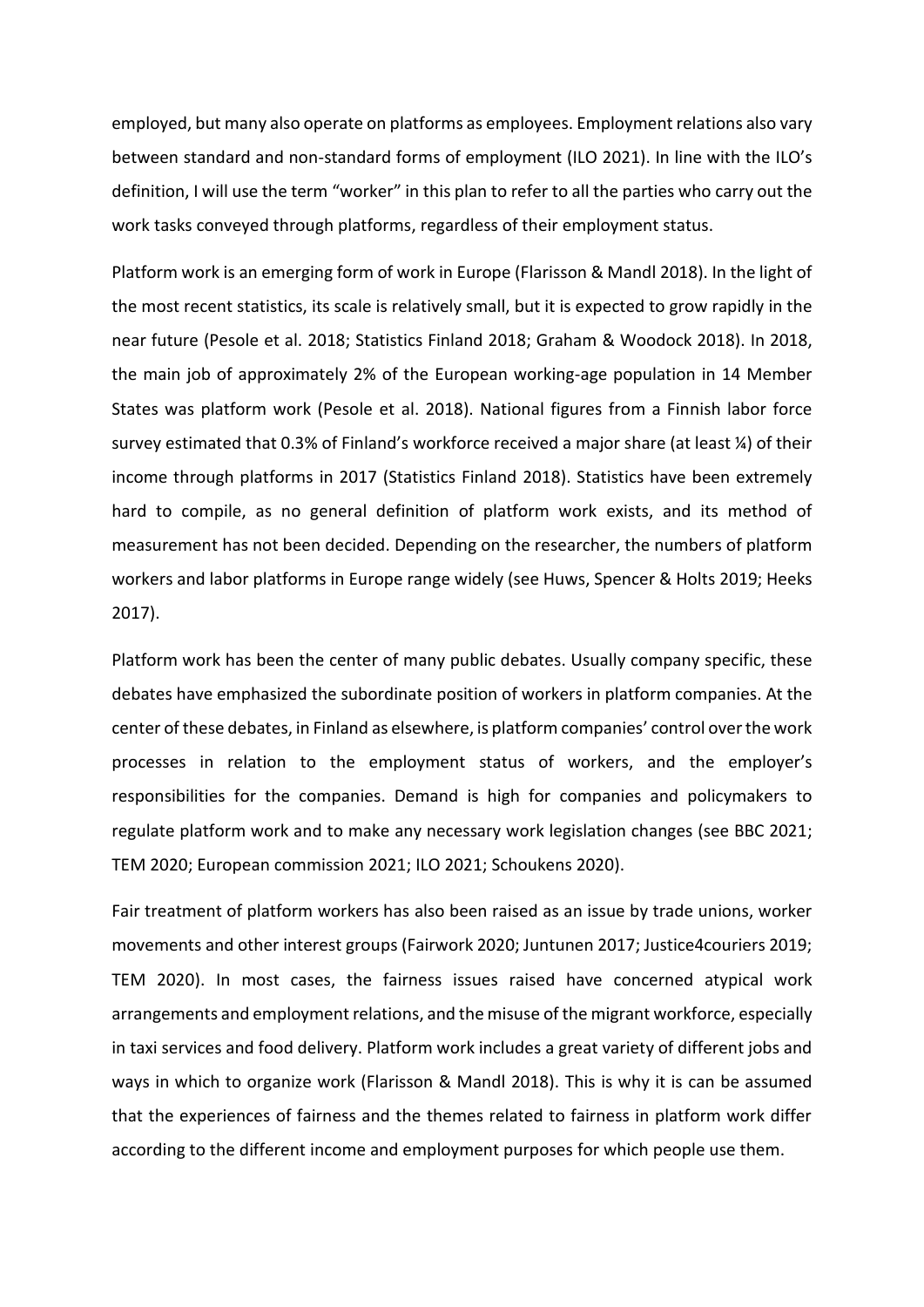employed, but many also operate on platforms as employees. Employment relations also vary between standard and non-standard forms of employment (ILO 2021). In line with the ILO's definition, I will use the term "worker" in this plan to refer to all the parties who carry out the work tasks conveyed through platforms, regardless of their employment status.

Platform work is an emerging form of work in Europe (Flarisson & Mandl 2018). In the light of the most recent statistics, its scale is relatively small, but it is expected to grow rapidly in the near future (Pesole et al. 2018; Statistics Finland 2018; Graham & Woodock 2018). In 2018, the main job of approximately 2% of the European working-age population in 14 Member States was platform work (Pesole et al. 2018). National figures from a Finnish labor force survey estimated that 0.3% of Finland's workforce received a major share (at least ¼) of their income through platforms in 2017 (Statistics Finland 2018). Statistics have been extremely hard to compile, as no general definition of platform work exists, and its method of measurement has not been decided. Depending on the researcher, the numbers of platform workers and labor platforms in Europe range widely (see Huws, Spencer & Holts 2019; Heeks 2017).

Platform work has been the center of many public debates. Usually company specific, these debates have emphasized the subordinate position of workers in platform companies. At the center of these debates, in Finland as elsewhere, is platform companies' control over the work processes in relation to the employment status of workers, and the employer's responsibilities for the companies. Demand is high for companies and policymakers to regulate platform work and to make any necessary work legislation changes (see BBC 2021; TEM 2020; European commission 2021; ILO 2021; Schoukens 2020).

Fair treatment of platform workers has also been raised as an issue by trade unions, worker movements and other interest groups (Fairwork 2020; Juntunen 2017; Justice4couriers 2019; TEM 2020). In most cases, the fairness issues raised have concerned atypical work arrangements and employment relations, and the misuse of the migrant workforce, especially in taxi services and food delivery. Platform work includes a great variety of different jobs and ways in which to organize work (Flarisson & Mandl 2018). This is why it is can be assumed that the experiences of fairness and the themes related to fairness in platform work differ according to the different income and employment purposes for which people use them.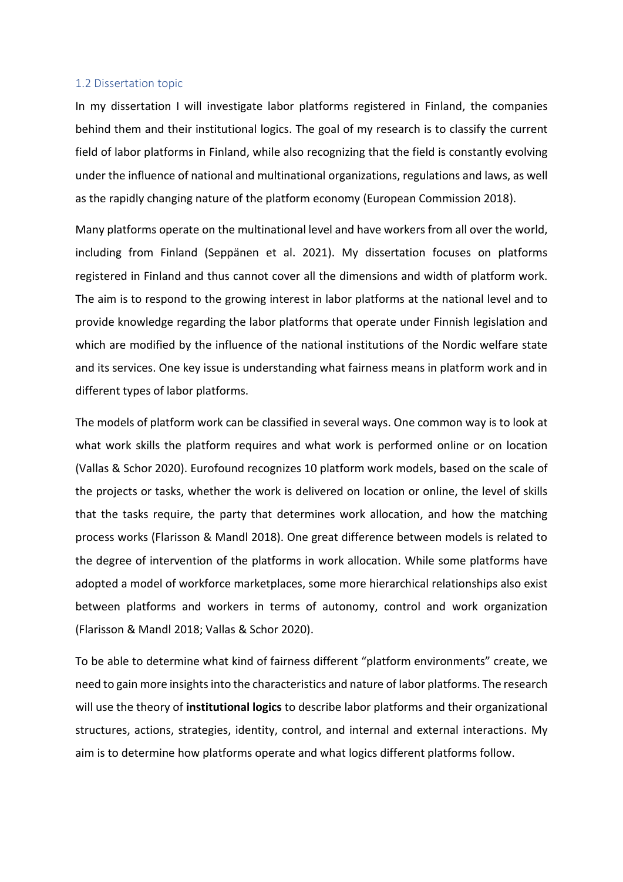## 1.2 Dissertation topic

In my dissertation I will investigate labor platforms registered in Finland, the companies behind them and their institutional logics. The goal of my research is to classify the current field of labor platforms in Finland, while also recognizing that the field is constantly evolving under the influence of national and multinational organizations, regulations and laws, as well as the rapidly changing nature of the platform economy (European Commission 2018).

Many platforms operate on the multinational level and have workers from all over the world, including from Finland (Seppänen et al. 2021). My dissertation focuses on platforms registered in Finland and thus cannot cover all the dimensions and width of platform work. The aim is to respond to the growing interest in labor platforms at the national level and to provide knowledge regarding the labor platforms that operate under Finnish legislation and which are modified by the influence of the national institutions of the Nordic welfare state and its services. One key issue is understanding what fairness means in platform work and in different types of labor platforms.

The models of platform work can be classified in several ways. One common way is to look at what work skills the platform requires and what work is performed online or on location (Vallas & Schor 2020). Eurofound recognizes 10 platform work models, based on the scale of the projects or tasks, whether the work is delivered on location or online, the level of skills that the tasks require, the party that determines work allocation, and how the matching process works (Flarisson & Mandl 2018). One great difference between models is related to the degree of intervention of the platforms in work allocation. While some platforms have adopted a model of workforce marketplaces, some more hierarchical relationships also exist between platforms and workers in terms of autonomy, control and work organization (Flarisson & Mandl 2018; Vallas & Schor 2020).

To be able to determine what kind of fairness different "platform environments" create, we need to gain more insights into the characteristics and nature of labor platforms. The research will use the theory of **institutional logics** to describe labor platforms and their organizational structures, actions, strategies, identity, control, and internal and external interactions. My aim is to determine how platforms operate and what logics different platforms follow.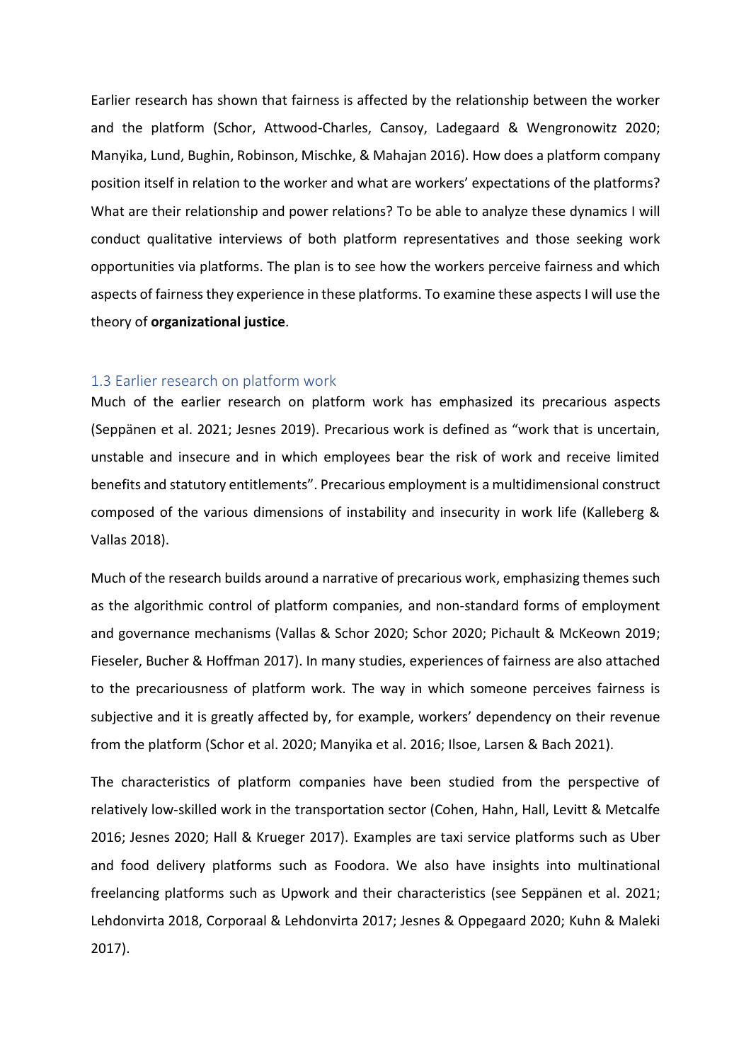Earlier research has shown that fairness is affected by the relationship between the worker and the platform (Schor, Attwood-Charles, Cansoy, Ladegaard & Wengronowitz 2020; Manyika, Lund, Bughin, Robinson, Mischke, & Mahajan 2016). How does a platform company position itself in relation to the worker and what are workers' expectations of the platforms? What are their relationship and power relations? To be able to analyze these dynamics I will conduct qualitative interviews of both platform representatives and those seeking work opportunities via platforms. The plan is to see how the workers perceive fairness and which aspects of fairness they experience in these platforms. To examine these aspects I will use the theory of **organizational justice**.

### 1.3 Earlier research on platform work

Much of the earlier research on platform work has emphasized its precarious aspects (Seppänen et al. 2021; Jesnes 2019). Precarious work is defined as "work that is uncertain, unstable and insecure and in which employees bear the risk of work and receive limited benefits and statutory entitlements". Precarious employment is a multidimensional construct composed of the various dimensions of instability and insecurity in work life (Kalleberg & Vallas 2018).

Much of the research builds around a narrative of precarious work, emphasizing themes such as the algorithmic control of platform companies, and non-standard forms of employment and governance mechanisms (Vallas & Schor 2020; Schor 2020; Pichault & McKeown 2019; Fieseler, Bucher & Hoffman 2017). In many studies, experiences of fairness are also attached to the precariousness of platform work. The way in which someone perceives fairness is subjective and it is greatly affected by, for example, workers' dependency on their revenue from the platform (Schor et al. 2020; Manyika et al. 2016; Ilsoe, Larsen & Bach 2021).

The characteristics of platform companies have been studied from the perspective of relatively low-skilled work in the transportation sector (Cohen, Hahn, Hall, Levitt & Metcalfe 2016; Jesnes 2020; Hall & Krueger 2017). Examples are taxi service platforms such as Uber and food delivery platforms such as Foodora. We also have insights into multinational freelancing platforms such as Upwork and their characteristics (see Seppänen et al. 2021; Lehdonvirta 2018, Corporaal & Lehdonvirta 2017; Jesnes & Oppegaard 2020; Kuhn & Maleki 2017).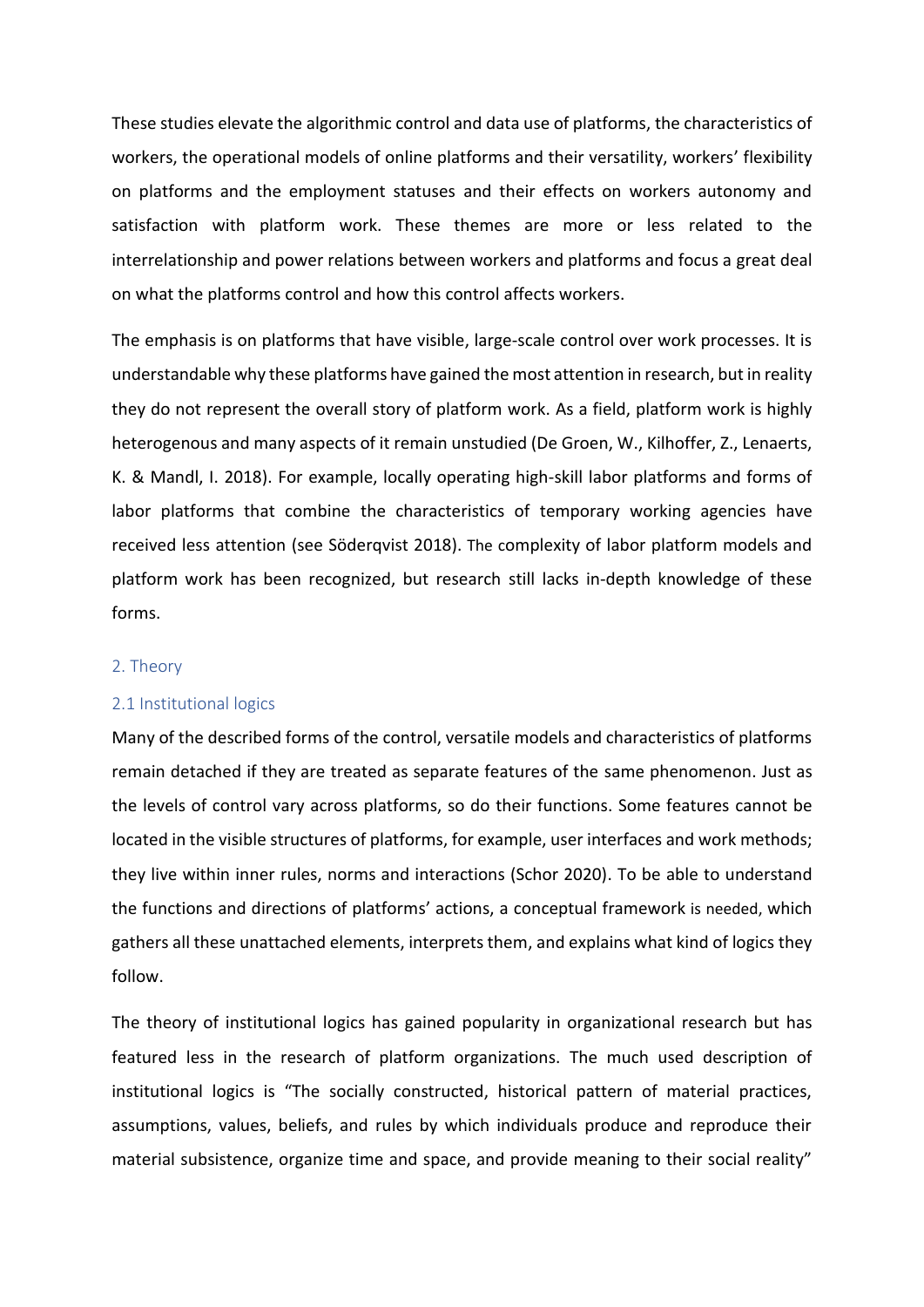These studies elevate the algorithmic control and data use of platforms, the characteristics of workers, the operational models of online platforms and their versatility, workers' flexibility on platforms and the employment statuses and their effects on workers autonomy and satisfaction with platform work. These themes are more or less related to the interrelationship and power relations between workers and platforms and focus a great deal on what the platforms control and how this control affects workers.

The emphasis is on platforms that have visible, large-scale control over work processes. It is understandable why these platforms have gained the most attention in research, but in reality they do not represent the overall story of platform work. As a field, platform work is highly heterogenous and many aspects of it remain unstudied (De Groen, W., Kilhoffer, Z., Lenaerts, K. & Mandl, I. 2018). For example, locally operating high-skill labor platforms and forms of labor platforms that combine the characteristics of temporary working agencies have received less attention (see Söderqvist 2018). The complexity of labor platform models and platform work has been recognized, but research still lacks in-depth knowledge of these forms.

## 2. Theory

### 2.1 Institutional logics

Many of the described forms of the control, versatile models and characteristics of platforms remain detached if they are treated as separate features of the same phenomenon. Just as the levels of control vary across platforms, so do their functions. Some features cannot be located in the visible structures of platforms, for example, user interfaces and work methods; they live within inner rules, norms and interactions (Schor 2020). To be able to understand the functions and directions of platforms' actions, a conceptual framework is needed, which gathers all these unattached elements, interprets them, and explains what kind of logics they follow.

The theory of institutional logics has gained popularity in organizational research but has featured less in the research of platform organizations. The much used description of institutional logics is "The socially constructed, historical pattern of material practices, assumptions, values, beliefs, and rules by which individuals produce and reproduce their material subsistence, organize time and space, and provide meaning to their social reality"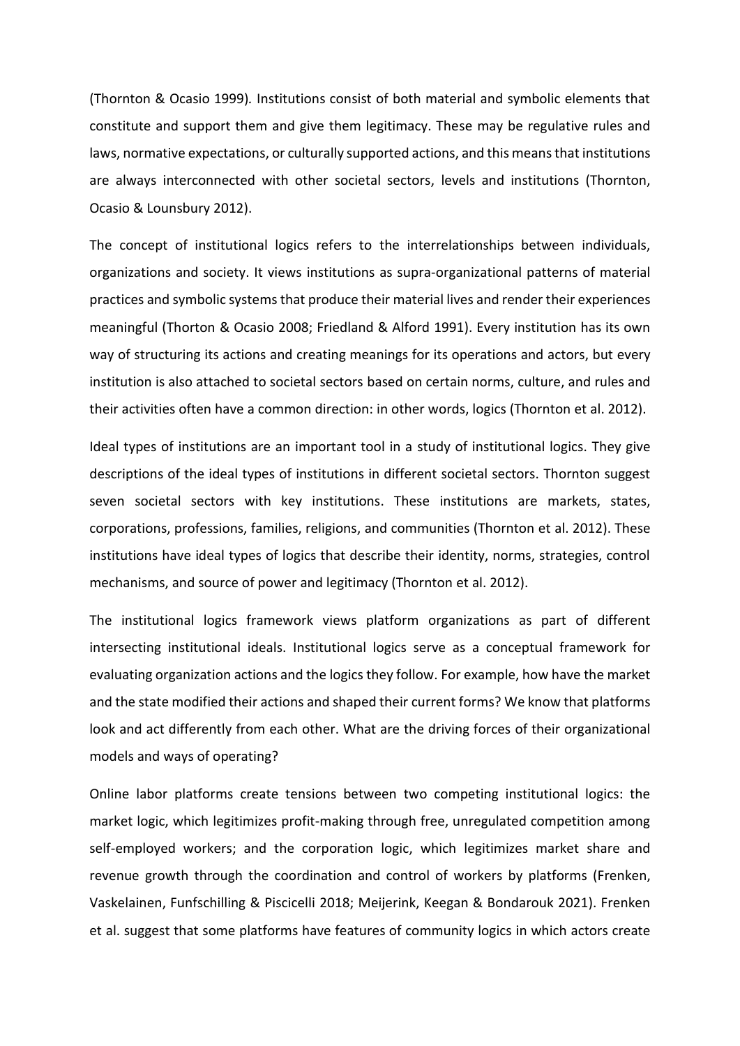(Thornton & Ocasio 1999). Institutions consist of both material and symbolic elements that constitute and support them and give them legitimacy. These may be regulative rules and laws, normative expectations, or culturally supported actions, and this means that institutions are always interconnected with other societal sectors, levels and institutions (Thornton, Ocasio & Lounsbury 2012).

The concept of institutional logics refers to the interrelationships between individuals, organizations and society. It views institutions as supra-organizational patterns of material practices and symbolic systems that produce their material lives and render their experiences meaningful (Thorton & Ocasio 2008; Friedland & Alford 1991). Every institution has its own way of structuring its actions and creating meanings for its operations and actors, but every institution is also attached to societal sectors based on certain norms, culture, and rules and their activities often have a common direction: in other words, logics (Thornton et al. 2012).

Ideal types of institutions are an important tool in a study of institutional logics. They give descriptions of the ideal types of institutions in different societal sectors. Thornton suggest seven societal sectors with key institutions. These institutions are markets, states, corporations, professions, families, religions, and communities (Thornton et al. 2012). These institutions have ideal types of logics that describe their identity, norms, strategies, control mechanisms, and source of power and legitimacy (Thornton et al. 2012).

The institutional logics framework views platform organizations as part of different intersecting institutional ideals. Institutional logics serve as a conceptual framework for evaluating organization actions and the logics they follow. For example, how have the market and the state modified their actions and shaped their current forms? We know that platforms look and act differently from each other. What are the driving forces of their organizational models and ways of operating?

Online labor platforms create tensions between two competing institutional logics: the market logic, which legitimizes profit-making through free, unregulated competition among self-employed workers; and the corporation logic, which legitimizes market share and revenue growth through the coordination and control of workers by platforms (Frenken, Vaskelainen, Funfschilling & Piscicelli 2018; Meijerink, Keegan & Bondarouk 2021). Frenken et al. suggest that some platforms have features of community logics in which actors create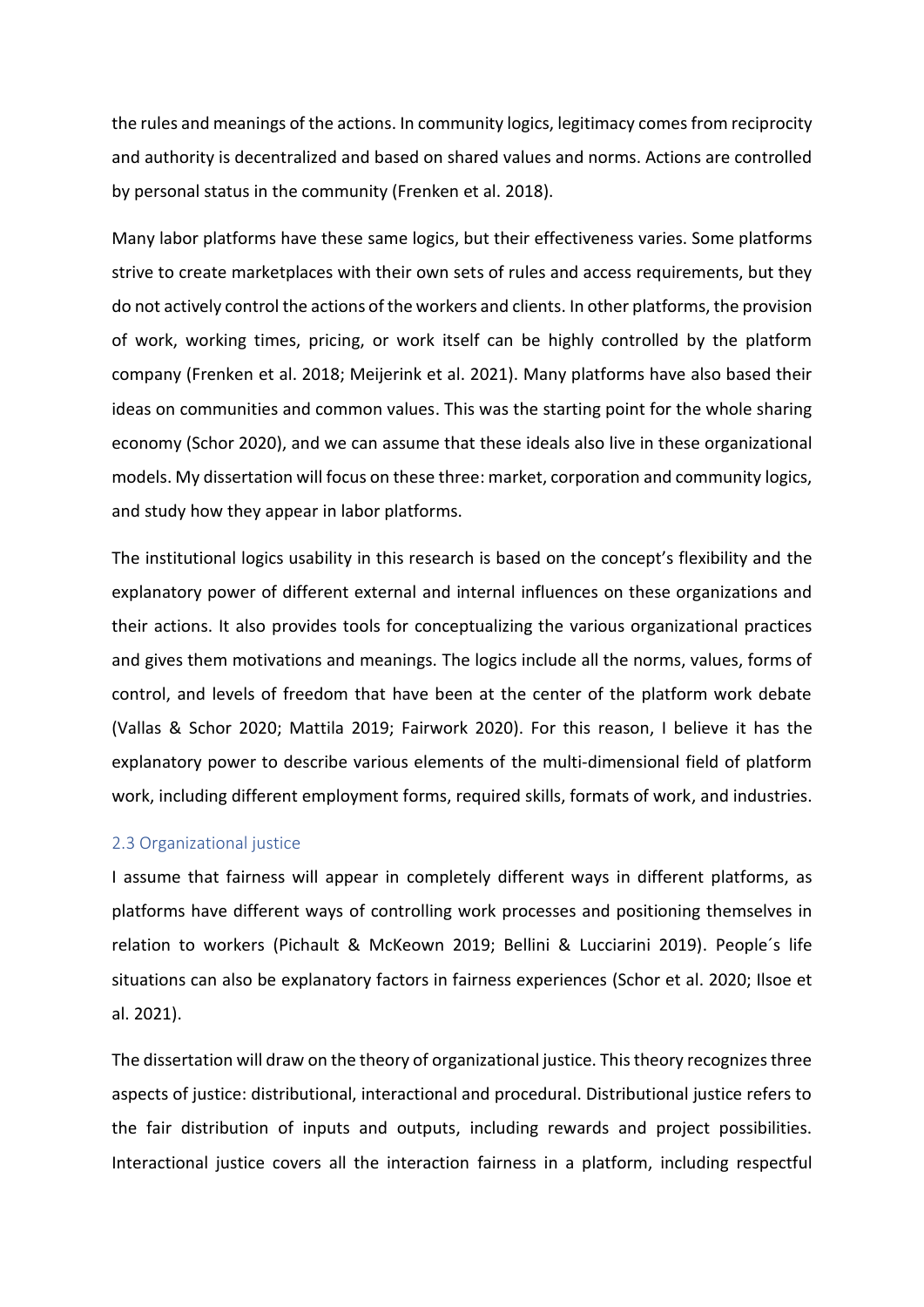the rules and meanings of the actions. In community logics, legitimacy comes from reciprocity and authority is decentralized and based on shared values and norms. Actions are controlled by personal status in the community (Frenken et al. 2018).

Many labor platforms have these same logics, but their effectiveness varies. Some platforms strive to create marketplaces with their own sets of rules and access requirements, but they do not actively control the actions of the workers and clients. In other platforms, the provision of work, working times, pricing, or work itself can be highly controlled by the platform company (Frenken et al. 2018; Meijerink et al. 2021). Many platforms have also based their ideas on communities and common values. This was the starting point for the whole sharing economy (Schor 2020), and we can assume that these ideals also live in these organizational models. My dissertation will focus on these three: market, corporation and community logics, and study how they appear in labor platforms.

The institutional logics usability in this research is based on the concept's flexibility and the explanatory power of different external and internal influences on these organizations and their actions. It also provides tools for conceptualizing the various organizational practices and gives them motivations and meanings. The logics include all the norms, values, forms of control, and levels of freedom that have been at the center of the platform work debate (Vallas & Schor 2020; Mattila 2019; Fairwork 2020). For this reason, I believe it has the explanatory power to describe various elements of the multi-dimensional field of platform work, including different employment forms, required skills, formats of work, and industries.

### 2.3 Organizational justice

I assume that fairness will appear in completely different ways in different platforms, as platforms have different ways of controlling work processes and positioning themselves in relation to workers (Pichault & McKeown 2019; Bellini & Lucciarini 2019). People´s life situations can also be explanatory factors in fairness experiences (Schor et al. 2020; Ilsoe et al. 2021).

The dissertation will draw on the theory of organizational justice. This theory recognizes three aspects of justice: distributional, interactional and procedural. Distributional justice refers to the fair distribution of inputs and outputs, including rewards and project possibilities. Interactional justice covers all the interaction fairness in a platform, including respectful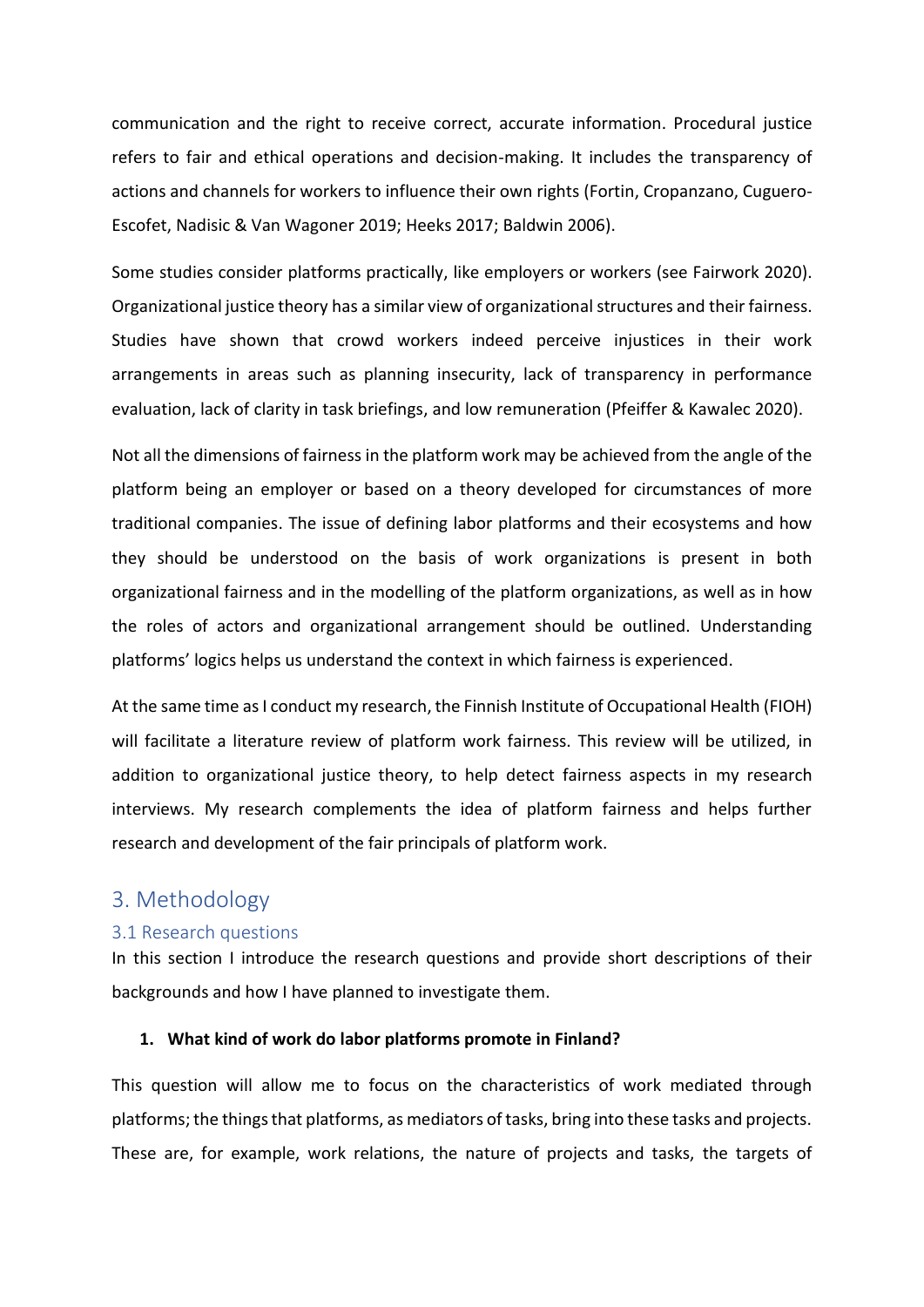communication and the right to receive correct, accurate information. Procedural justice refers to fair and ethical operations and decision-making. It includes the transparency of actions and channels for workers to influence their own rights (Fortin, Cropanzano, Cuguero-Escofet, Nadisic & Van Wagoner 2019; Heeks 2017; Baldwin 2006).

Some studies consider platforms practically, like employers or workers (see Fairwork 2020). Organizational justice theory has a similar view of organizational structures and their fairness. Studies have shown that crowd workers indeed perceive injustices in their work arrangements in areas such as planning insecurity, lack of transparency in performance evaluation, lack of clarity in task briefings, and low remuneration (Pfeiffer & Kawalec 2020).

Not all the dimensions of fairness in the platform work may be achieved from the angle of the platform being an employer or based on a theory developed for circumstances of more traditional companies. The issue of defining labor platforms and their ecosystems and how they should be understood on the basis of work organizations is present in both organizational fairness and in the modelling of the platform organizations, as well as in how the roles of actors and organizational arrangement should be outlined. Understanding platforms' logics helps us understand the context in which fairness is experienced.

At the same time as I conduct my research, the Finnish Institute of Occupational Health (FIOH) will facilitate a literature review of platform work fairness. This review will be utilized, in addition to organizational justice theory, to help detect fairness aspects in my research interviews. My research complements the idea of platform fairness and helps further research and development of the fair principals of platform work.

## 3. Methodology

### 3.1 Research questions

In this section I introduce the research questions and provide short descriptions of their backgrounds and how I have planned to investigate them.

1. **What kind of work do labor platforms promote in Finland?**

This question will allow me to focus on the characteristics of work mediated through platforms; the things that platforms, as mediators of tasks, bring into these tasks and projects. These are, for example, work relations, the nature of projects and tasks, the targets of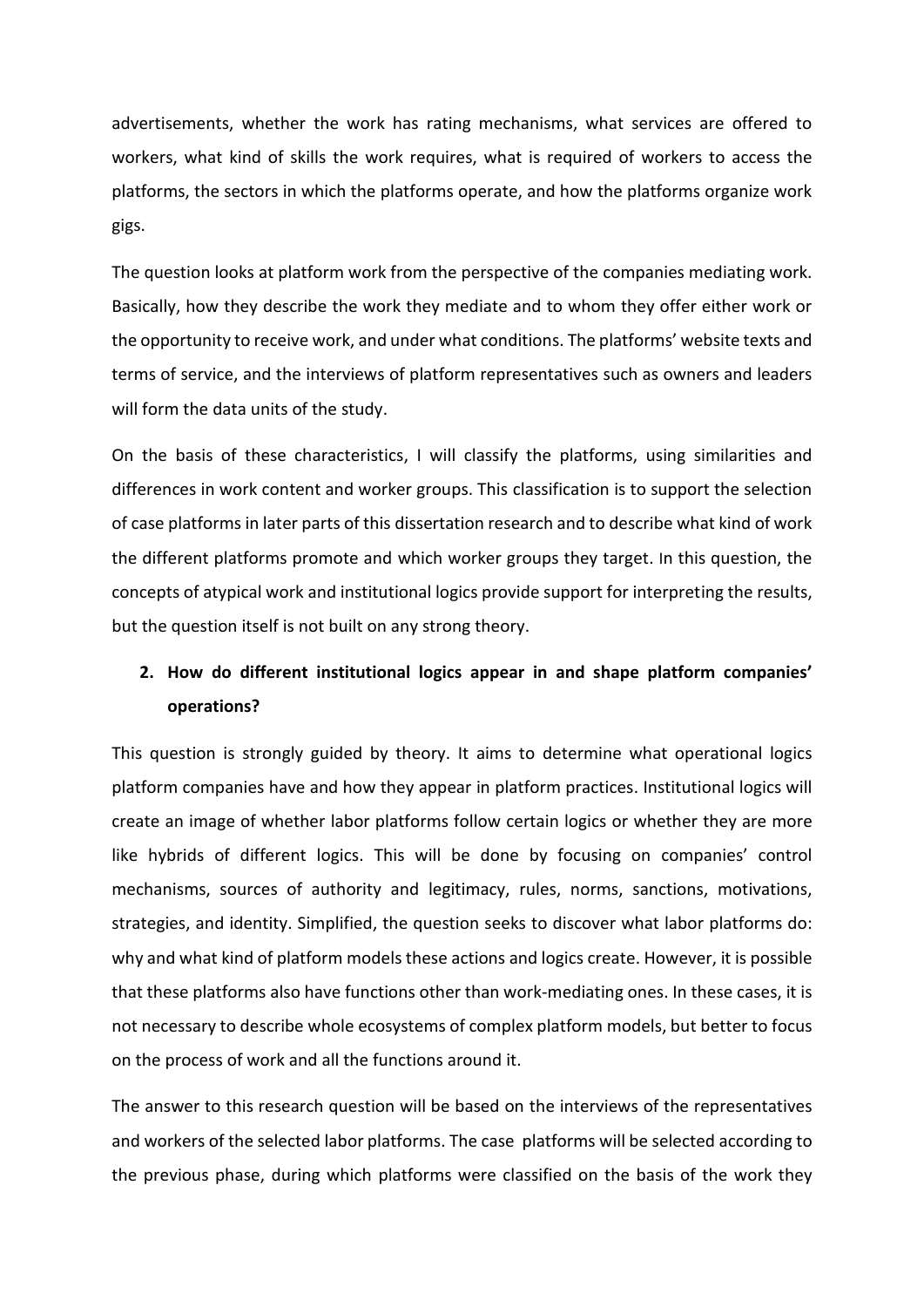advertisements, whether the work has rating mechanisms, what services are offered to workers, what kind of skills the work requires, what is required of workers to access the platforms, the sectors in which the platforms operate, and how the platforms organize work gigs.

The question looks at platform work from the perspective of the companies mediating work. Basically, how they describe the work they mediate and to whom they offer either work or the opportunity to receive work, and under what conditions. The platforms' website texts and terms of service, and the interviews of platform representatives such as owners and leaders will form the data units of the study.

On the basis of these characteristics, I will classify the platforms, using similarities and differences in work content and worker groups. This classification is to support the selection of case platforms in later parts of this dissertation research and to describe what kind of work the different platforms promote and which worker groups they target. In this question, the concepts of atypical work and institutional logics provide support for interpreting the results, but the question itself is not built on any strong theory.

2. **How do different institutional logics appear in and shape platform companies' operations?**

This question is strongly guided by theory. It aims to determine what operational logics platform companies have and how they appear in platform practices. Institutional logics will create an image of whether labor platforms follow certain logics or whether they are more like hybrids of different logics. This will be done by focusing on companies' control mechanisms, sources of authority and legitimacy, rules, norms, sanctions, motivations, strategies, and identity. Simplified, the question seeks to discover what labor platforms do: why and what kind of platform models these actions and logics create. However, it is possible that these platforms also have functions other than work-mediating ones. In these cases, it is not necessary to describe whole ecosystems of complex platform models, but better to focus on the process of work and all the functions around it.

The answer to this research question will be based on the interviews of the representatives and workers of the selected labor platforms. The case platforms will be selected according to the previous phase, during which platforms were classified on the basis of the work they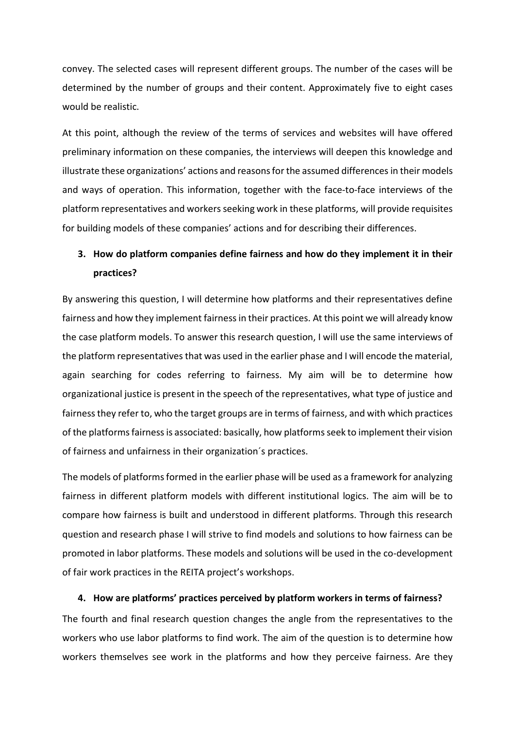convey. The selected cases will represent different groups. The number of the cases will be determined by the number of groups and their content. Approximately five to eight cases would be realistic.

At this point, although the review of the terms of services and websites will have offered preliminary information on these companies, the interviews will deepen this knowledge and illustrate these organizations' actions and reasons for the assumed differences in their models and ways of operation. This information, together with the face-to-face interviews of the platform representatives and workers seeking work in these platforms, will provide requisites for building models of these companies' actions and for describing their differences.

3. **How do platform companies define fairness and how do they implement it in their practices?**

By answering this question, I will determine how platforms and their representatives define fairness and how they implement fairness in their practices. At this point we will already know the case platform models. To answer this research question, I will use the same interviews of the platform representatives that was used in the earlier phase and I will encode the material, again searching for codes referring to fairness. My aim will be to determine how organizational justice is present in the speech of the representatives, what type of justice and fairness they refer to, who the target groups are in terms of fairness, and with which practices of the platforms fairness is associated: basically, how platforms seek to implement their vision of fairness and unfairness in their organization´s practices.

The models of platforms formed in the earlier phase will be used as a framework for analyzing fairness in different platform models with different institutional logics. The aim will be to compare how fairness is built and understood in different platforms. Through this research question and research phase I will strive to find models and solutions to how fairness can be promoted in labor platforms. These models and solutions will be used in the co-development of fair work practices in the REITA project's workshops.

4. **How are platforms' practices perceived by platform workers in terms of fairness?**

The fourth and final research question changes the angle from the representatives to the workers who use labor platforms to find work. The aim of the question is to determine how workers themselves see work in the platforms and how they perceive fairness. Are they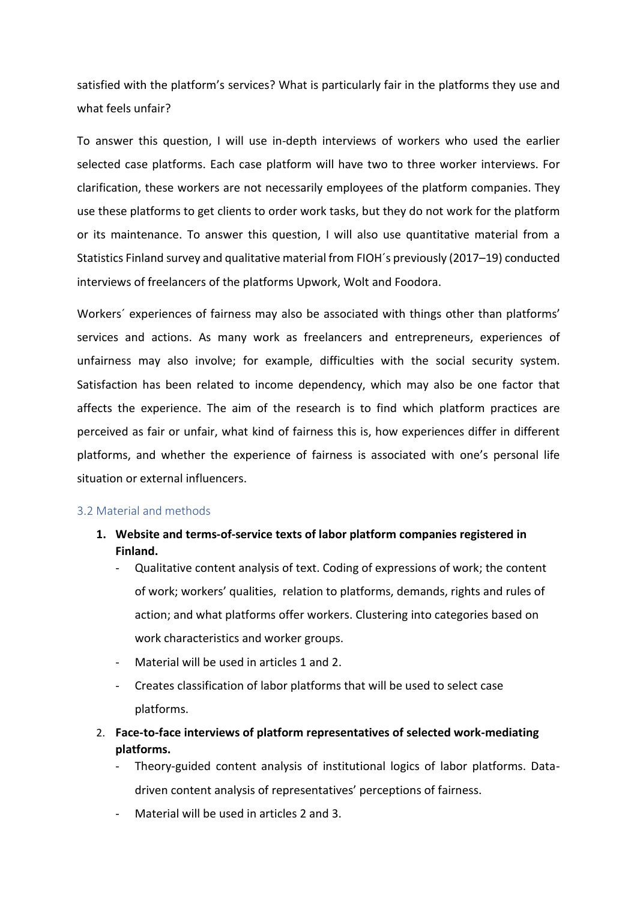satisfied with the platform's services? What is particularly fair in the platforms they use and what feels unfair?

To answer this question, I will use in-depth interviews of workers who used the earlier selected case platforms. Each case platform will have two to three worker interviews. For clarification, these workers are not necessarily employees of the platform companies. They use these platforms to get clients to order work tasks, but they do not work for the platform or its maintenance. To answer this question, I will also use quantitative material from a Statistics Finland survey and qualitative material from FIOH´s previously (2017–19) conducted interviews of freelancers of the platforms Upwork, Wolt and Foodora.

Workers´ experiences of fairness may also be associated with things other than platforms' services and actions. As many work as freelancers and entrepreneurs, experiences of unfairness may also involve; for example, difficulties with the social security system. Satisfaction has been related to income dependency, which may also be one factor that affects the experience. The aim of the research is to find which platform practices are perceived as fair or unfair, what kind of fairness this is, how experiences differ in different platforms, and whether the experience of fairness is associated with one's personal life situation or external influencers.

### 3.2 Material and methods

1. **Website and terms-of-service texts of labor platform companies registered in Finland.**
   - Qualitative content analysis of text. Coding of expressions of work; the content of work; workers' qualities, relation to platforms, demands, rights and rules of action; and what platforms offer workers. Clustering into categories based on work characteristics and worker groups.
   - Material will be used in articles 1 and 2.
   - Creates classification of labor platforms that will be used to select case platforms.
2. **Face-to-face interviews of platform representatives of selected work-mediating platforms.**
   - Theory-guided content analysis of institutional logics of labor platforms. Data-driven content analysis of representatives' perceptions of fairness.
   - Material will be used in articles 2 and 3.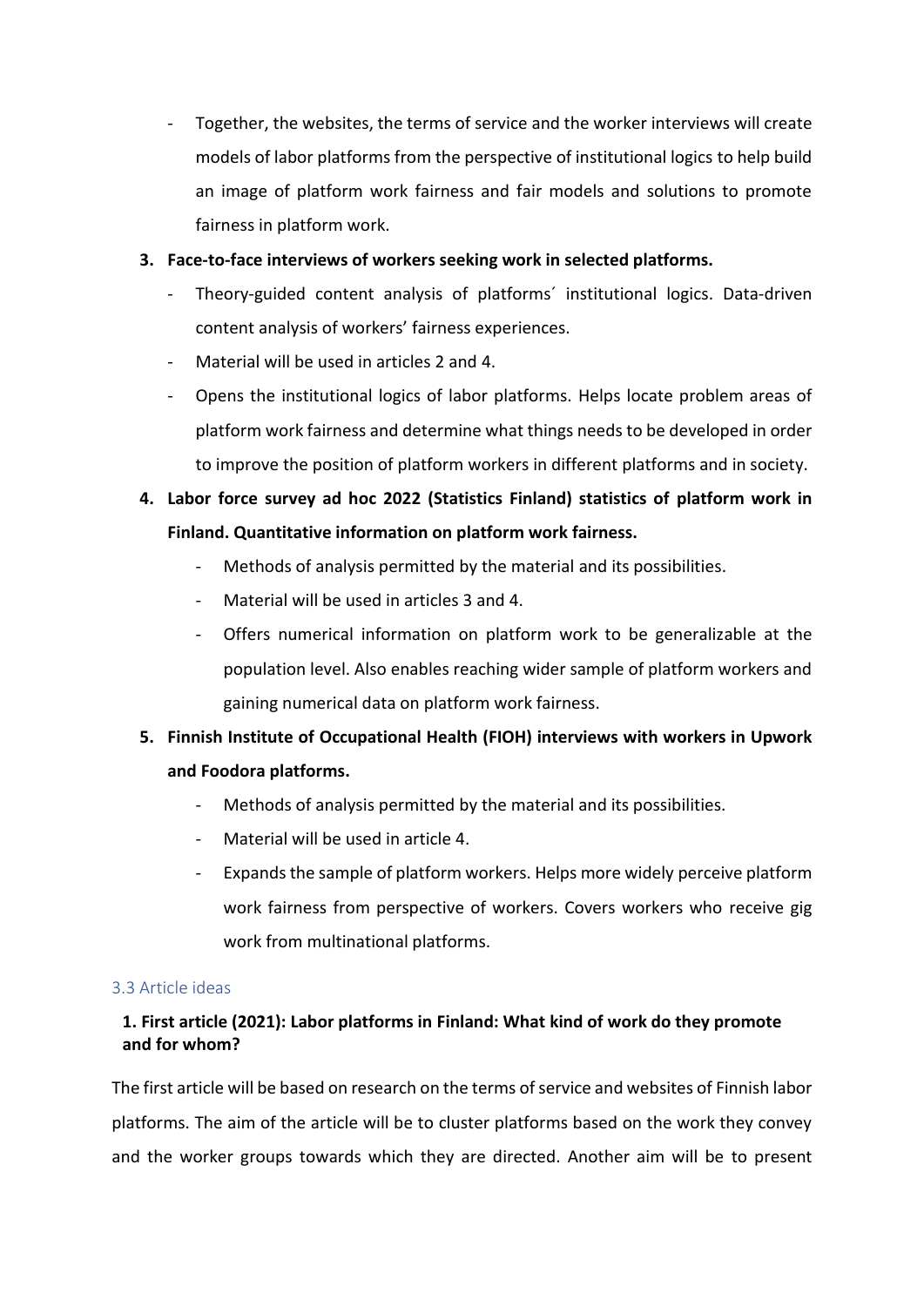- Together, the websites, the terms of service and the worker interviews will create models of labor platforms from the perspective of institutional logics to help build an image of platform work fairness and fair models and solutions to promote fairness in platform work.

3. **Face-to-face interviews of workers seeking work in selected platforms.**
   - Theory-guided content analysis of platforms´ institutional logics. Data-driven content analysis of workers' fairness experiences.
   - Material will be used in articles 2 and 4.
   - Opens the institutional logics of labor platforms. Helps locate problem areas of platform work fairness and determine what things needs to be developed in order to improve the position of platform workers in different platforms and in society.

4. **Labor force survey ad hoc 2022 (Statistics Finland) statistics of platform work in Finland. Quantitative information on platform work fairness.**
   - Methods of analysis permitted by the material and its possibilities.
   - Material will be used in articles 3 and 4.
   - Offers numerical information on platform work to be generalizable at the population level. Also enables reaching wider sample of platform workers and gaining numerical data on platform work fairness.

5. **Finnish Institute of Occupational Health (FIOH) interviews with workers in Upwork and Foodora platforms.**
   - Methods of analysis permitted by the material and its possibilities.
   - Material will be used in article 4.
   - Expands the sample of platform workers. Helps more widely perceive platform work fairness from perspective of workers. Covers workers who receive gig work from multinational platforms.

### 3.3 Article ideas

#### 1. First article (2021): Labor platforms in Finland: What kind of work do they promote and for whom?

The first article will be based on research on the terms of service and websites of Finnish labor platforms. The aim of the article will be to cluster platforms based on the work they convey and the worker groups towards which they are directed. Another aim will be to present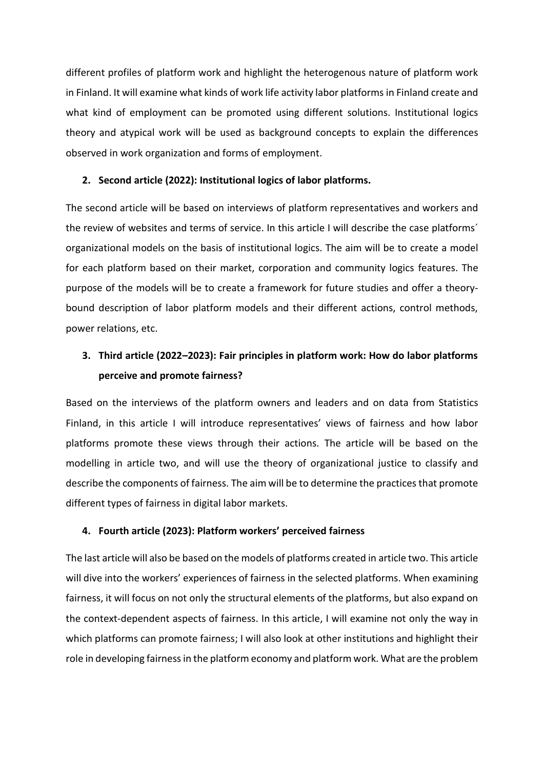different profiles of platform work and highlight the heterogenous nature of platform work in Finland. It will examine what kinds of work life activity labor platforms in Finland create and what kind of employment can be promoted using different solutions. Institutional logics theory and atypical work will be used as background concepts to explain the differences observed in work organization and forms of employment.

2. **Second article (2022): Institutional logics of labor platforms.**

The second article will be based on interviews of platform representatives and workers and the review of websites and terms of service. In this article I will describe the case platforms´ organizational models on the basis of institutional logics. The aim will be to create a model for each platform based on their market, corporation and community logics features. The purpose of the models will be to create a framework for future studies and offer a theory-bound description of labor platform models and their different actions, control methods, power relations, etc.

3. **Third article (2022–2023): Fair principles in platform work: How do labor platforms perceive and promote fairness?**

Based on the interviews of the platform owners and leaders and on data from Statistics Finland, in this article I will introduce representatives' views of fairness and how labor platforms promote these views through their actions. The article will be based on the modelling in article two, and will use the theory of organizational justice to classify and describe the components of fairness. The aim will be to determine the practices that promote different types of fairness in digital labor markets.

4. **Fourth article (2023): Platform workers' perceived fairness**

The last article will also be based on the models of platforms created in article two. This article will dive into the workers' experiences of fairness in the selected platforms. When examining fairness, it will focus on not only the structural elements of the platforms, but also expand on the context-dependent aspects of fairness. In this article, I will examine not only the way in which platforms can promote fairness; I will also look at other institutions and highlight their role in developing fairness in the platform economy and platform work. What are the problem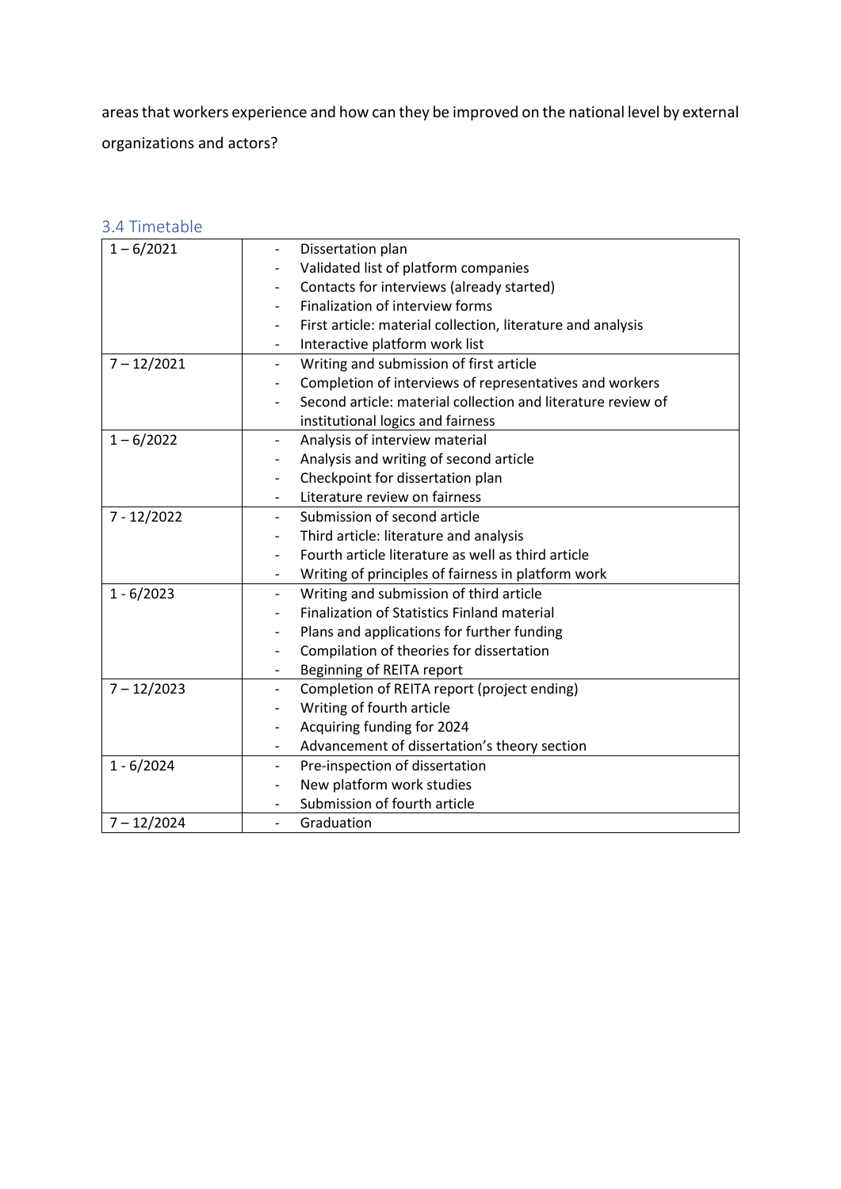areas that workers experience and how can they be improved on the national level by external organizations and actors?

### 3.4 Timetable

| | |
|---|---|
| 1 – 6/2021 | - Dissertation plan<br>- Validated list of platform companies<br>- Contacts for interviews (already started)<br>- Finalization of interview forms<br>- First article: material collection, literature and analysis<br>- Interactive platform work list |
| 7 – 12/2021 | - Writing and submission of first article<br>- Completion of interviews of representatives and workers<br>- Second article: material collection and literature review of institutional logics and fairness |
| 1 – 6/2022 | - Analysis of interview material<br>- Analysis and writing of second article<br>- Checkpoint for dissertation plan<br>- Literature review on fairness |
| 7 - 12/2022 | - Submission of second article<br>- Third article: literature and analysis<br>- Fourth article literature as well as third article<br>- Writing of principles of fairness in platform work |
| 1 - 6/2023 | - Writing and submission of third article<br>- Finalization of Statistics Finland material<br>- Plans and applications for further funding<br>- Compilation of theories for dissertation<br>- Beginning of REITA report |
| 7 – 12/2023 | - Completion of REITA report (project ending)<br>- Writing of fourth article<br>- Acquiring funding for 2024<br>- Advancement of dissertation's theory section |
| 1 - 6/2024 | - Pre-inspection of dissertation<br>- New platform work studies<br>- Submission of fourth article |
| 7 – 12/2024 | - Graduation |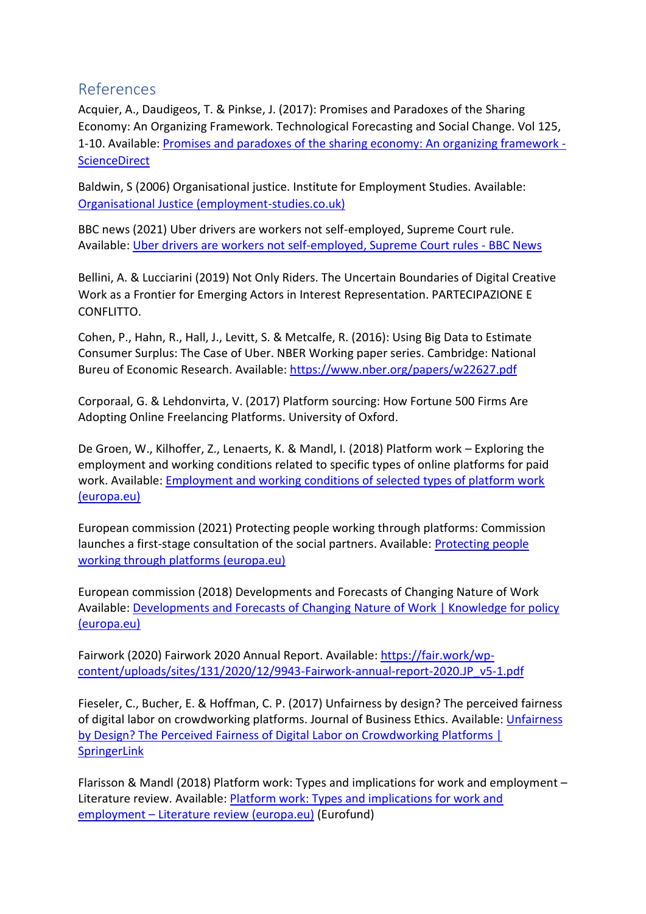## References

Acquier, A., Daudigeos, T. & Pinkse, J. (2017): Promises and Paradoxes of the Sharing Economy: An Organizing Framework. Technological Forecasting and Social Change. Vol 125, 1-10. Available: Promises and paradoxes of the sharing economy: An organizing framework - ScienceDirect

Baldwin, S (2006) Organisational justice. Institute for Employment Studies. Available: Organisational Justice (employment-studies.co.uk)

BBC news (2021) Uber drivers are workers not self-employed, Supreme Court rule. Available: Uber drivers are workers not self-employed, Supreme Court rules - BBC News

Bellini, A. & Lucciarini (2019) Not Only Riders. The Uncertain Boundaries of Digital Creative Work as a Frontier for Emerging Actors in Interest Representation. PARTECIPAZIONE E CONFLITTO.

Cohen, P., Hahn, R., Hall, J., Levitt, S. & Metcalfe, R. (2016): Using Big Data to Estimate Consumer Surplus: The Case of Uber. NBER Working paper series. Cambridge: National Bureu of Economic Research. Available: https://www.nber.org/papers/w22627.pdf

Corporaal, G. & Lehdonvirta, V. (2017) Platform sourcing: How Fortune 500 Firms Are Adopting Online Freelancing Platforms. University of Oxford.

De Groen, W., Kilhoffer, Z., Lenaerts, K. & Mandl, I. (2018) Platform work – Exploring the employment and working conditions related to specific types of online platforms for paid work. Available: Employment and working conditions of selected types of platform work (europa.eu)

European commission (2021) Protecting people working through platforms: Commission launches a first-stage consultation of the social partners. Available: Protecting people working through platforms (europa.eu)

European commission (2018) Developments and Forecasts of Changing Nature of Work Available: Developments and Forecasts of Changing Nature of Work | Knowledge for policy (europa.eu)

Fairwork (2020) Fairwork 2020 Annual Report. Available: https://fair.work/wp-content/uploads/sites/131/2020/12/9943-Fairwork-annual-report-2020.JP_v5-1.pdf

Fieseler, C., Bucher, E. & Hoffman, C. P. (2017) Unfairness by design? The perceived fairness of digital labor on crowdworking platforms. Journal of Business Ethics. Available: Unfairness by Design? The Perceived Fairness of Digital Labor on Crowdworking Platforms | SpringerLink

Flarisson & Mandl (2018) Platform work: Types and implications for work and employment – Literature review. Available: Platform work: Types and implications for work and employment – Literature review (europa.eu) (Eurofund)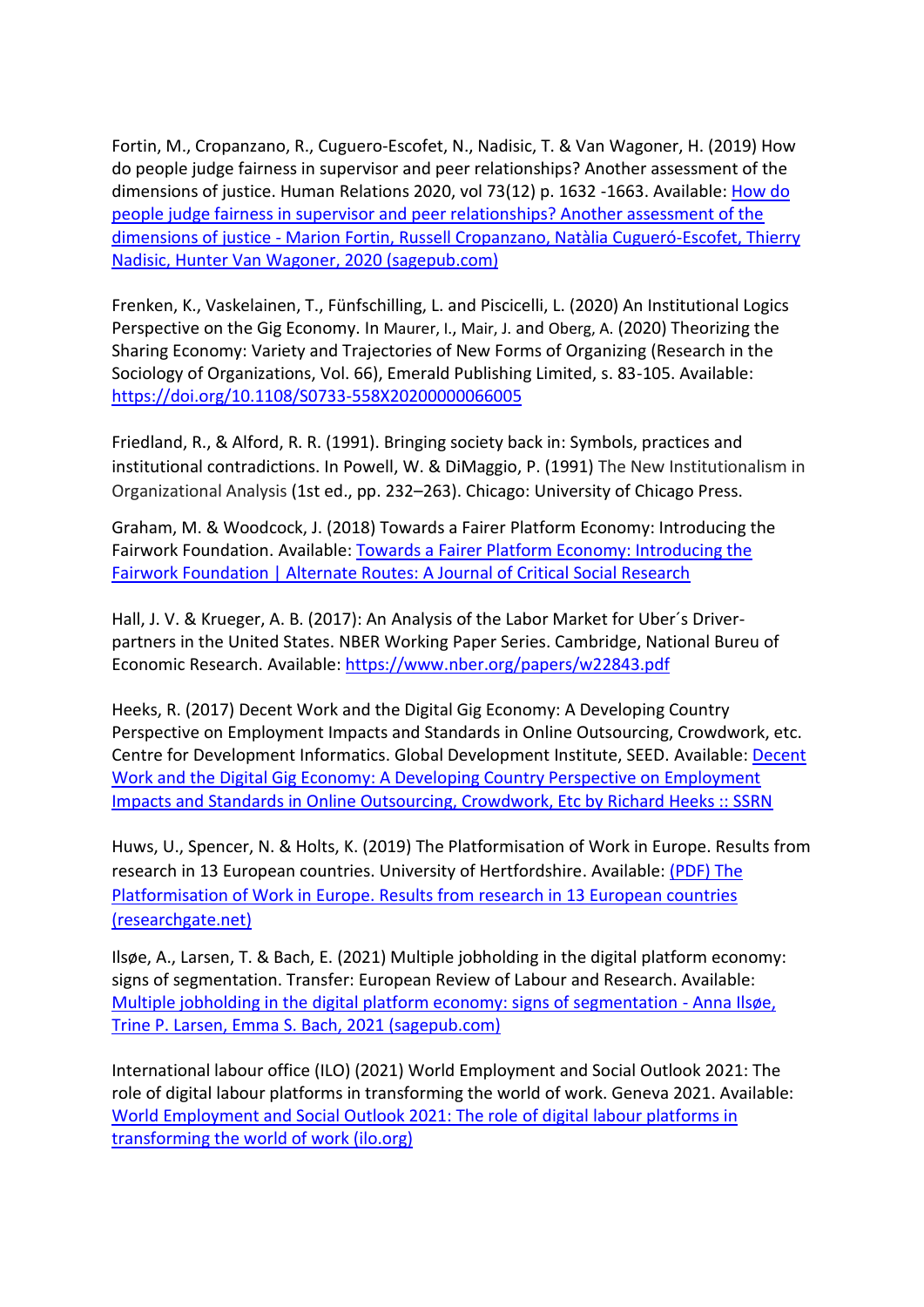Fortin, M., Cropanzano, R., Cuguero-Escofet, N., Nadisic, T. & Van Wagoner, H. (2019) How do people judge fairness in supervisor and peer relationships? Another assessment of the dimensions of justice. Human Relations 2020, vol 73(12) p. 1632 -1663. Available: [How do people judge fairness in supervisor and peer relationships? Another assessment of the dimensions of justice - Marion Fortin, Russell Cropanzano, Natàlia Cugueró-Escofet, Thierry Nadisic, Hunter Van Wagoner, 2020 (sagepub.com)]()

Frenken, K., Vaskelainen, T., Fünfschilling, L. and Piscicelli, L. (2020) An Institutional Logics Perspective on the Gig Economy. In Maurer, I., Mair, J. and Oberg, A. (2020) Theorizing the Sharing Economy: Variety and Trajectories of New Forms of Organizing (Research in the Sociology of Organizations, Vol. 66), Emerald Publishing Limited, s. 83-105. Available: [https://doi.org/10.1108/S0733-558X20200000066005](https://doi.org/10.1108/S0733-558X20200000066005)

Friedland, R., & Alford, R. R. (1991). Bringing society back in: Symbols, practices and institutional contradictions. In Powell, W. & DiMaggio, P. (1991) The New Institutionalism in Organizational Analysis (1st ed., pp. 232–263). Chicago: University of Chicago Press.

Graham, M. & Woodcock, J. (2018) Towards a Fairer Platform Economy: Introducing the Fairwork Foundation. Available: [Towards a Fairer Platform Economy: Introducing the Fairwork Foundation | Alternate Routes: A Journal of Critical Social Research]()

Hall, J. V. & Krueger, A. B. (2017): An Analysis of the Labor Market for Uber´s Driver-partners in the United States. NBER Working Paper Series. Cambridge, National Bureu of Economic Research. Available: [https://www.nber.org/papers/w22843.pdf](https://www.nber.org/papers/w22843.pdf)

Heeks, R. (2017) Decent Work and the Digital Gig Economy: A Developing Country Perspective on Employment Impacts and Standards in Online Outsourcing, Crowdwork, etc. Centre for Development Informatics. Global Development Institute, SEED. Available: [Decent Work and the Digital Gig Economy: A Developing Country Perspective on Employment Impacts and Standards in Online Outsourcing, Crowdwork, Etc by Richard Heeks :: SSRN]()

Huws, U., Spencer, N. & Holts, K. (2019) The Platformisation of Work in Europe. Results from research in 13 European countries. University of Hertfordshire. Available: [(PDF) The Platformisation of Work in Europe. Results from research in 13 European countries (researchgate.net)]()

Ilsøe, A., Larsen, T. & Bach, E. (2021) Multiple jobholding in the digital platform economy: signs of segmentation. Transfer: European Review of Labour and Research. Available: [Multiple jobholding in the digital platform economy: signs of segmentation - Anna Ilsøe, Trine P. Larsen, Emma S. Bach, 2021 (sagepub.com)]()

International labour office (ILO) (2021) World Employment and Social Outlook 2021: The role of digital labour platforms in transforming the world of work. Geneva 2021. Available: [World Employment and Social Outlook 2021: The role of digital labour platforms in transforming the world of work (ilo.org)]()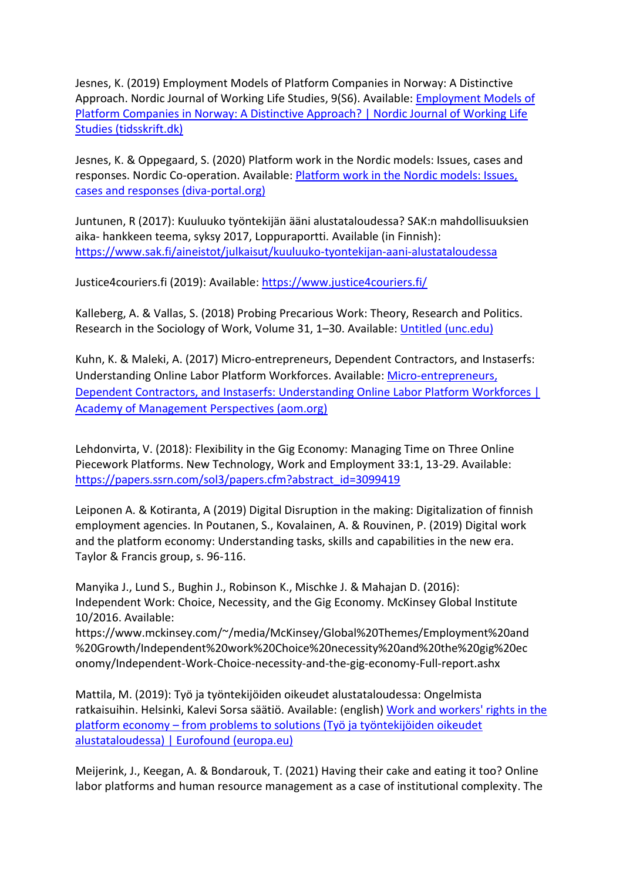Jesnes, K. (2019) Employment Models of Platform Companies in Norway: A Distinctive Approach. Nordic Journal of Working Life Studies, 9(S6). Available: [Employment Models of Platform Companies in Norway: A Distinctive Approach? | Nordic Journal of Working Life Studies (tidsskrift.dk)]

Jesnes, K. & Oppegaard, S. (2020) Platform work in the Nordic models: Issues, cases and responses. Nordic Co-operation. Available: [Platform work in the Nordic models: Issues, cases and responses (diva-portal.org)]

Juntunen, R (2017): Kuuluuko työntekijän ääni alustataloudessa? SAK:n mahdollisuuksien aika- hankkeen teema, syksy 2017, Loppuraportti. Available (in Finnish): https://www.sak.fi/aineistot/julkaisut/kuuluuko-tyontekijan-aani-alustataloudessa

Justice4couriers.fi (2019): Available: https://www.justice4couriers.fi/

Kalleberg, A. & Vallas, S. (2018) Probing Precarious Work: Theory, Research and Politics. Research in the Sociology of Work, Volume 31, 1–30. Available: [Untitled (unc.edu)]

Kuhn, K. & Maleki, A. (2017) Micro-entrepreneurs, Dependent Contractors, and Instaserfs: Understanding Online Labor Platform Workforces. Available: [Micro-entrepreneurs, Dependent Contractors, and Instaserfs: Understanding Online Labor Platform Workforces | Academy of Management Perspectives (aom.org)]

Lehdonvirta, V. (2018): Flexibility in the Gig Economy: Managing Time on Three Online Piecework Platforms. New Technology, Work and Employment 33:1, 13-29. Available: https://papers.ssrn.com/sol3/papers.cfm?abstract_id=3099419

Leiponen A. & Kotiranta, A (2019) Digital Disruption in the making: Digitalization of finnish employment agencies. In Poutanen, S., Kovalainen, A. & Rouvinen, P. (2019) Digital work and the platform economy: Understanding tasks, skills and capabilities in the new era. Taylor & Francis group, s. 96-116.

Manyika J., Lund S., Bughin J., Robinson K., Mischke J. & Mahajan D. (2016): Independent Work: Choice, Necessity, and the Gig Economy. McKinsey Global Institute 10/2016. Available: https://www.mckinsey.com/~/media/McKinsey/Global%20Themes/Employment%20and%20Growth/Independent%20work%20Choice%20necessity%20and%20the%20gig%20economy/Independent-Work-Choice-necessity-and-the-gig-economy-Full-report.ashx

Mattila, M. (2019): Työ ja työntekijöiden oikeudet alustataloudessa: Ongelmista ratkaisuihin. Helsinki, Kalevi Sorsa säätiö. Available: (english) [Work and workers' rights in the platform economy – from problems to solutions (Työ ja työntekijöiden oikeudet alustataloudessa) | Eurofound (europa.eu)]

Meijerink, J., Keegan, A. & Bondarouk, T. (2021) Having their cake and eating it too? Online labor platforms and human resource management as a case of institutional complexity. The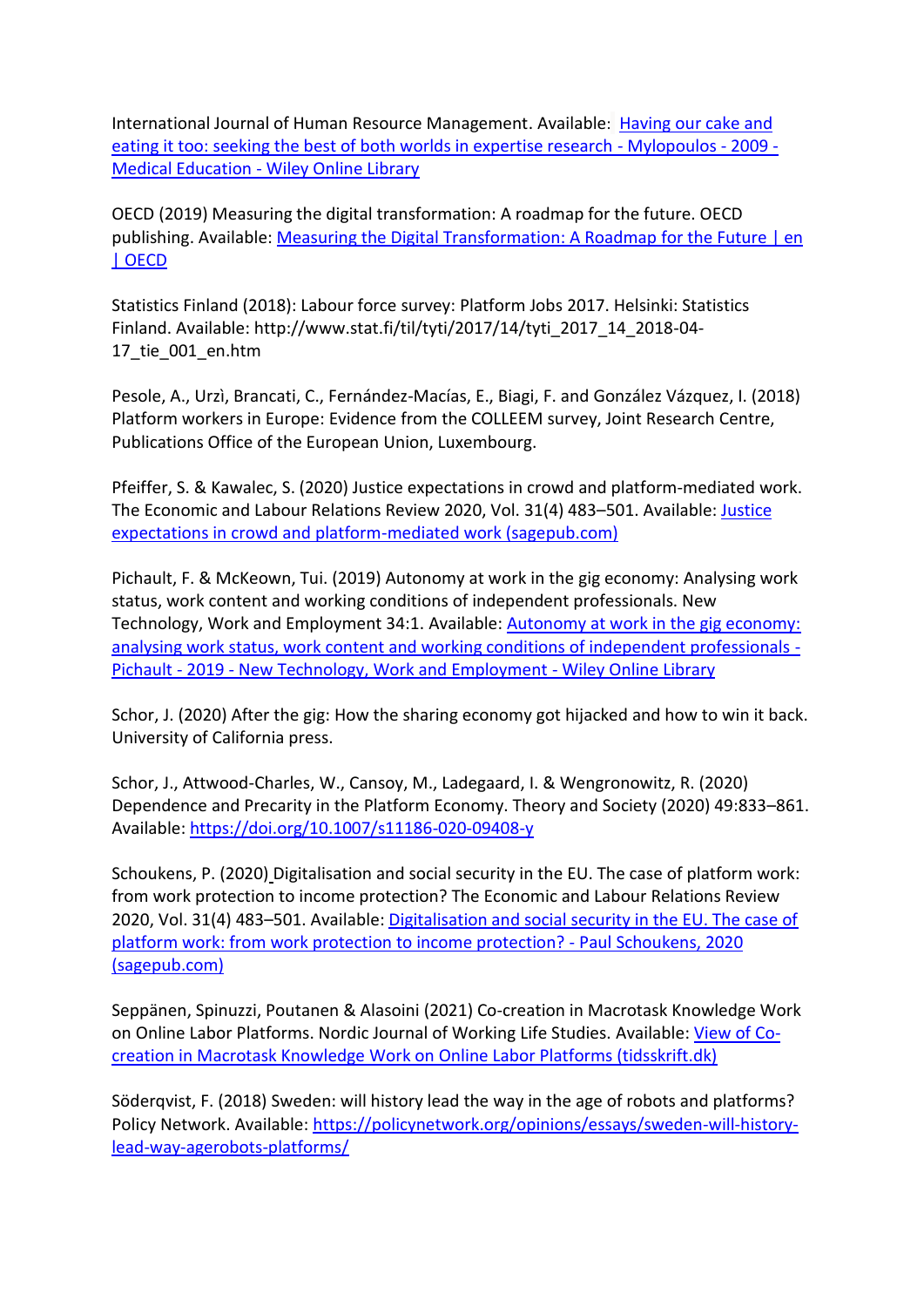International Journal of Human Resource Management. Available: [Having our cake and eating it too: seeking the best of both worlds in expertise research - Mylopoulos - 2009 - Medical Education - Wiley Online Library]

OECD (2019) Measuring the digital transformation: A roadmap for the future. OECD publishing. Available: [Measuring the Digital Transformation: A Roadmap for the Future | en | OECD]

Statistics Finland (2018): Labour force survey: Platform Jobs 2017. Helsinki: Statistics Finland. Available: http://www.stat.fi/til/tyti/2017/14/tyti_2017_14_2018-04-17_tie_001_en.htm

Pesole, A., Urzì, Brancati, C., Fernández-Macías, E., Biagi, F. and González Vázquez, I. (2018) Platform workers in Europe: Evidence from the COLLEEM survey, Joint Research Centre, Publications Office of the European Union, Luxembourg.

Pfeiffer, S. & Kawalec, S. (2020) Justice expectations in crowd and platform-mediated work. The Economic and Labour Relations Review 2020, Vol. 31(4) 483–501. Available: [Justice expectations in crowd and platform-mediated work (sagepub.com)]

Pichault, F. & McKeown, Tui. (2019) Autonomy at work in the gig economy: Analysing work status, work content and working conditions of independent professionals. New Technology, Work and Employment 34:1. Available: [Autonomy at work in the gig economy: analysing work status, work content and working conditions of independent professionals - Pichault - 2019 - New Technology, Work and Employment - Wiley Online Library]

Schor, J. (2020) After the gig: How the sharing economy got hijacked and how to win it back. University of California press.

Schor, J., Attwood-Charles, W., Cansoy, M., Ladegaard, I. & Wengronowitz, R. (2020) Dependence and Precarity in the Platform Economy. Theory and Society (2020) 49:833–861. Available: https://doi.org/10.1007/s11186-020-09408-y

Schoukens, P. (2020) Digitalisation and social security in the EU. The case of platform work: from work protection to income protection? The Economic and Labour Relations Review 2020, Vol. 31(4) 483–501. Available: [Digitalisation and social security in the EU. The case of platform work: from work protection to income protection? - Paul Schoukens, 2020 (sagepub.com)]

Seppänen, Spinuzzi, Poutanen & Alasoini (2021) Co-creation in Macrotask Knowledge Work on Online Labor Platforms. Nordic Journal of Working Life Studies. Available: [View of Co-creation in Macrotask Knowledge Work on Online Labor Platforms (tidsskrift.dk)]

Söderqvist, F. (2018) Sweden: will history lead the way in the age of robots and platforms? Policy Network. Available: https://policynetwork.org/opinions/essays/sweden-will-history-lead-way-agerobots-platforms/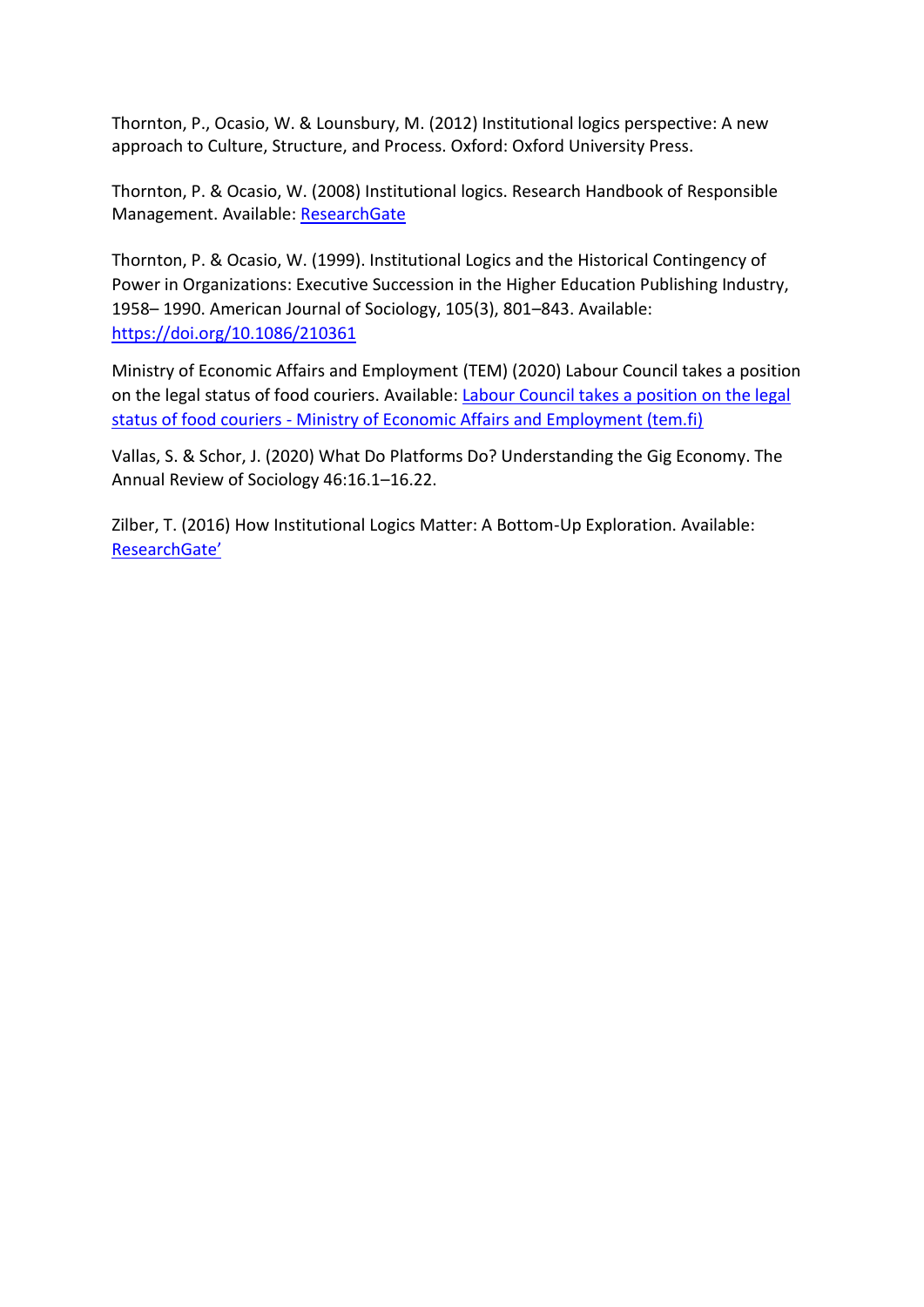Thornton, P., Ocasio, W. & Lounsbury, M. (2012) Institutional logics perspective: A new approach to Culture, Structure, and Process. Oxford: Oxford University Press.

Thornton, P. & Ocasio, W. (2008) Institutional logics. Research Handbook of Responsible Management. Available: [ResearchGate]

Thornton, P. & Ocasio, W. (1999). Institutional Logics and the Historical Contingency of Power in Organizations: Executive Succession in the Higher Education Publishing Industry, 1958– 1990. American Journal of Sociology, 105(3), 801–843. Available: https://doi.org/10.1086/210361

Ministry of Economic Affairs and Employment (TEM) (2020) Labour Council takes a position on the legal status of food couriers. Available: Labour Council takes a position on the legal status of food couriers - Ministry of Economic Affairs and Employment (tem.fi)

Vallas, S. & Schor, J. (2020) What Do Platforms Do? Understanding the Gig Economy. The Annual Review of Sociology 46:16.1–16.22.

Zilber, T. (2016) How Institutional Logics Matter: A Bottom-Up Exploration. Available: ResearchGate'